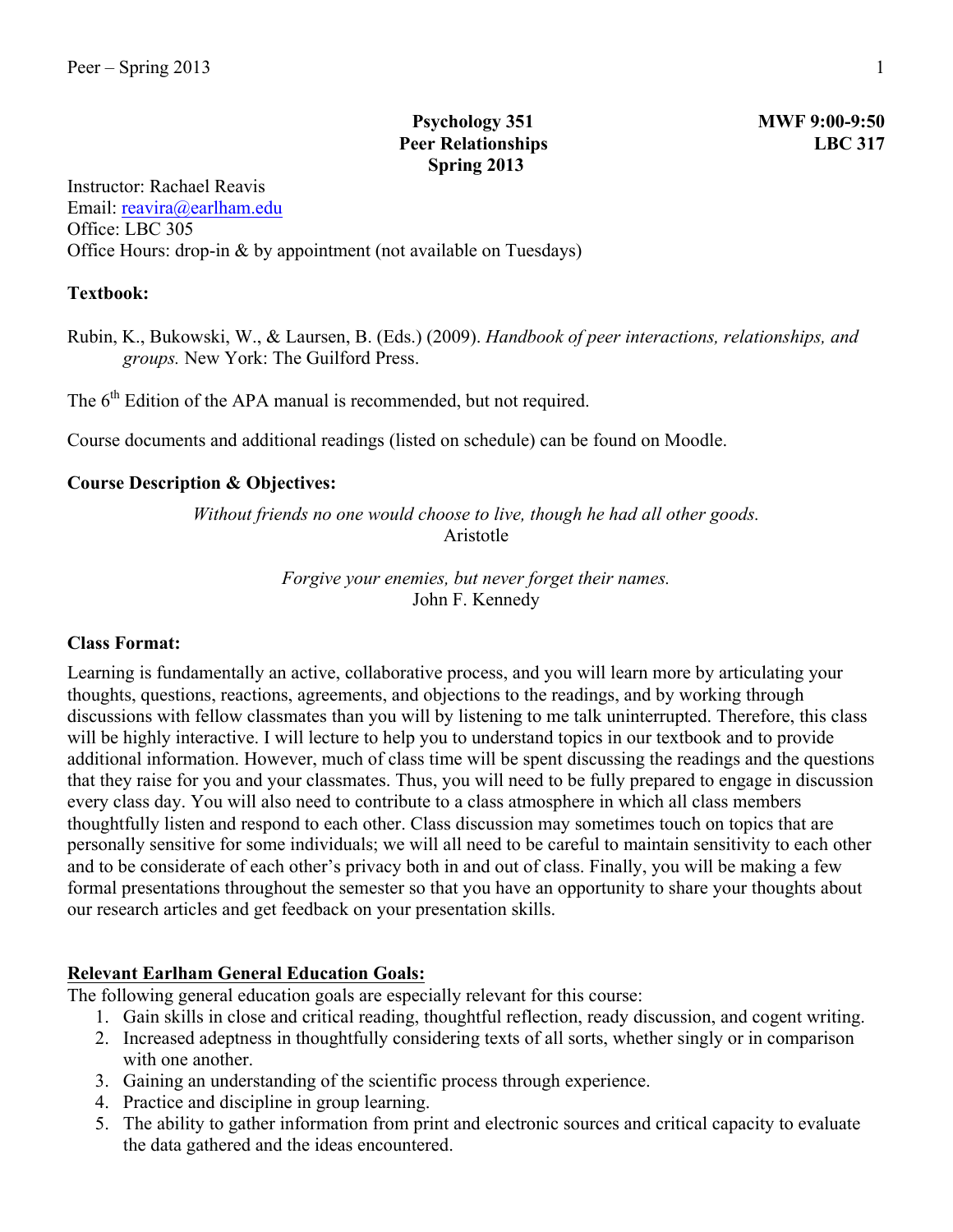# Psychology 351
# Peer Relationships
# Spring 2013

**MWF 9:00-9:50**
**LBC 317**

Instructor: Rachael Reavis
Email: reavira@earlham.edu
Office: LBC 305
Office Hours: drop-in & by appointment (not available on Tuesdays)

**Textbook:**

Rubin, K., Bukowski, W., & Laursen, B. (Eds.) (2009). *Handbook of peer interactions, relationships, and groups.* New York: The Guilford Press.

The 6th Edition of the APA manual is recommended, but not required.

Course documents and additional readings (listed on schedule) can be found on Moodle.

**Course Description & Objectives:**

*Without friends no one would choose to live, though he had all other goods.*
Aristotle

*Forgive your enemies, but never forget their names.*
John F. Kennedy

**Class Format:**

Learning is fundamentally an active, collaborative process, and you will learn more by articulating your thoughts, questions, reactions, agreements, and objections to the readings, and by working through discussions with fellow classmates than you will by listening to me talk uninterrupted. Therefore, this class will be highly interactive. I will lecture to help you to understand topics in our textbook and to provide additional information. However, much of class time will be spent discussing the readings and the questions that they raise for you and your classmates. Thus, you will need to be fully prepared to engage in discussion every class day. You will also need to contribute to a class atmosphere in which all class members thoughtfully listen and respond to each other. Class discussion may sometimes touch on topics that are personally sensitive for some individuals; we will all need to be careful to maintain sensitivity to each other and to be considerate of each other's privacy both in and out of class. Finally, you will be making a few formal presentations throughout the semester so that you have an opportunity to share your thoughts about our research articles and get feedback on your presentation skills.

**Relevant Earlham General Education Goals:**

The following general education goals are especially relevant for this course:

1. Gain skills in close and critical reading, thoughtful reflection, ready discussion, and cogent writing.
2. Increased adeptness in thoughtfully considering texts of all sorts, whether singly or in comparison with one another.
3. Gaining an understanding of the scientific process through experience.
4. Practice and discipline in group learning.
5. The ability to gather information from print and electronic sources and critical capacity to evaluate the data gathered and the ideas encountered.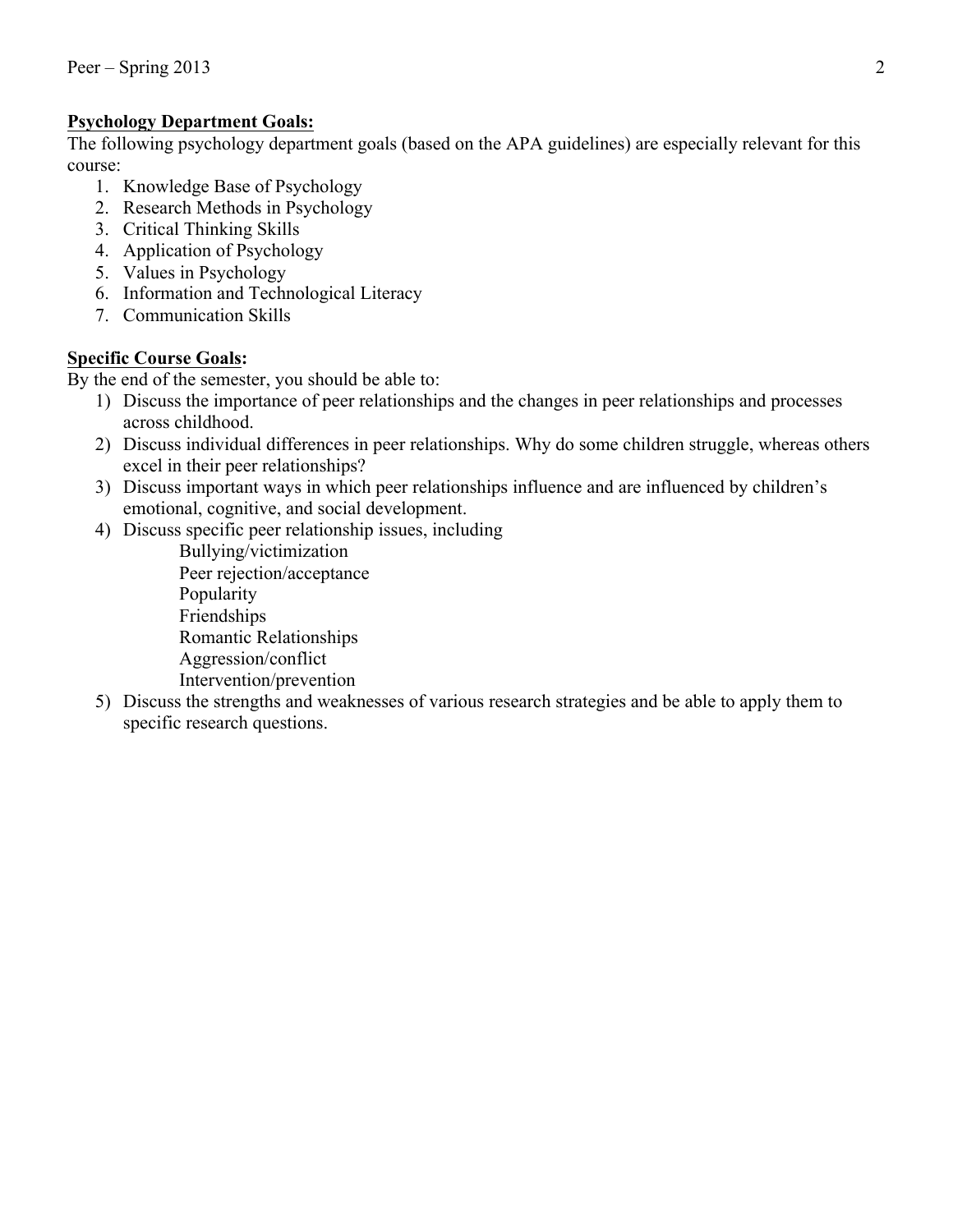**Psychology Department Goals:**

The following psychology department goals (based on the APA guidelines) are especially relevant for this course:

1. Knowledge Base of Psychology
2. Research Methods in Psychology
3. Critical Thinking Skills
4. Application of Psychology
5. Values in Psychology
6. Information and Technological Literacy
7. Communication Skills

**Specific Course Goals:**

By the end of the semester, you should be able to:

1) Discuss the importance of peer relationships and the changes in peer relationships and processes across childhood.
2) Discuss individual differences in peer relationships. Why do some children struggle, whereas others excel in their peer relationships?
3) Discuss important ways in which peer relationships influence and are influenced by children's emotional, cognitive, and social development.
4) Discuss specific peer relationship issues, including
   - Bullying/victimization
   - Peer rejection/acceptance
   - Popularity
   - Friendships
   - Romantic Relationships
   - Aggression/conflict
   - Intervention/prevention
5) Discuss the strengths and weaknesses of various research strategies and be able to apply them to specific research questions.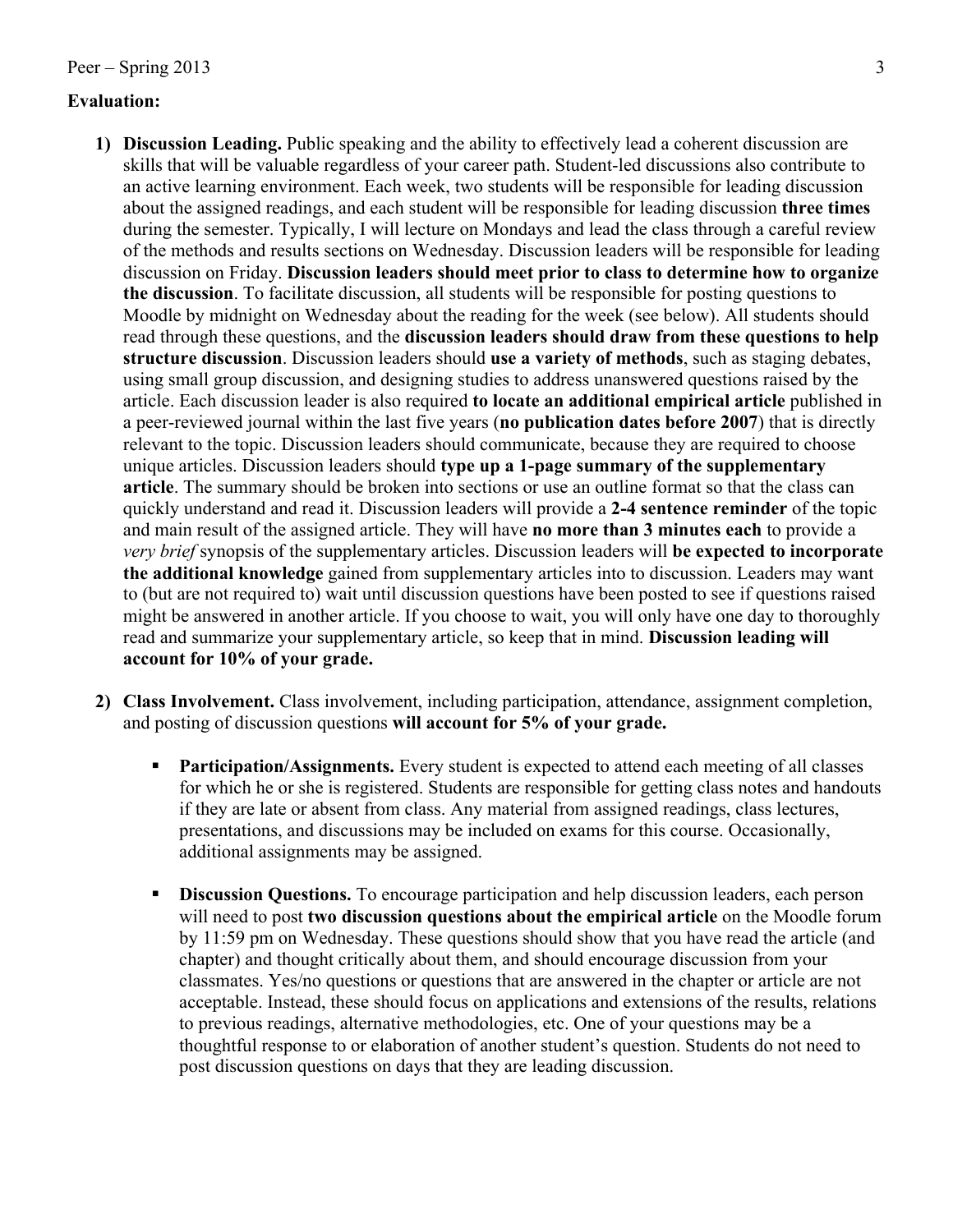**Evaluation:**

1) **Discussion Leading.** Public speaking and the ability to effectively lead a coherent discussion are skills that will be valuable regardless of your career path. Student-led discussions also contribute to an active learning environment. Each week, two students will be responsible for leading discussion about the assigned readings, and each student will be responsible for leading discussion **three times** during the semester. Typically, I will lecture on Mondays and lead the class through a careful review of the methods and results sections on Wednesday. Discussion leaders will be responsible for leading discussion on Friday. **Discussion leaders should meet prior to class to determine how to organize the discussion**. To facilitate discussion, all students will be responsible for posting questions to Moodle by midnight on Wednesday about the reading for the week (see below). All students should read through these questions, and the **discussion leaders should draw from these questions to help structure discussion**. Discussion leaders should **use a variety of methods**, such as staging debates, using small group discussion, and designing studies to address unanswered questions raised by the article. Each discussion leader is also required **to locate an additional empirical article** published in a peer-reviewed journal within the last five years (**no publication dates before 2007**) that is directly relevant to the topic. Discussion leaders should communicate, because they are required to choose unique articles. Discussion leaders should **type up a 1-page summary of the supplementary article**. The summary should be broken into sections or use an outline format so that the class can quickly understand and read it. Discussion leaders will provide a **2-4 sentence reminder** of the topic and main result of the assigned article. They will have **no more than 3 minutes each** to provide a *very brief* synopsis of the supplementary articles. Discussion leaders will **be expected to incorporate the additional knowledge** gained from supplementary articles into to discussion. Leaders may want to (but are not required to) wait until discussion questions have been posted to see if questions raised might be answered in another article. If you choose to wait, you will only have one day to thoroughly read and summarize your supplementary article, so keep that in mind. **Discussion leading will account for 10% of your grade.**

2) **Class Involvement.** Class involvement, including participation, attendance, assignment completion, and posting of discussion questions **will account for 5% of your grade.**

   - **Participation/Assignments.** Every student is expected to attend each meeting of all classes for which he or she is registered. Students are responsible for getting class notes and handouts if they are late or absent from class. Any material from assigned readings, class lectures, presentations, and discussions may be included on exams for this course. Occasionally, additional assignments may be assigned.

   - **Discussion Questions.** To encourage participation and help discussion leaders, each person will need to post **two discussion questions about the empirical article** on the Moodle forum by 11:59 pm on Wednesday. These questions should show that you have read the article (and chapter) and thought critically about them, and should encourage discussion from your classmates. Yes/no questions or questions that are answered in the chapter or article are not acceptable. Instead, these should focus on applications and extensions of the results, relations to previous readings, alternative methodologies, etc. One of your questions may be a thoughtful response to or elaboration of another student's question. Students do not need to post discussion questions on days that they are leading discussion.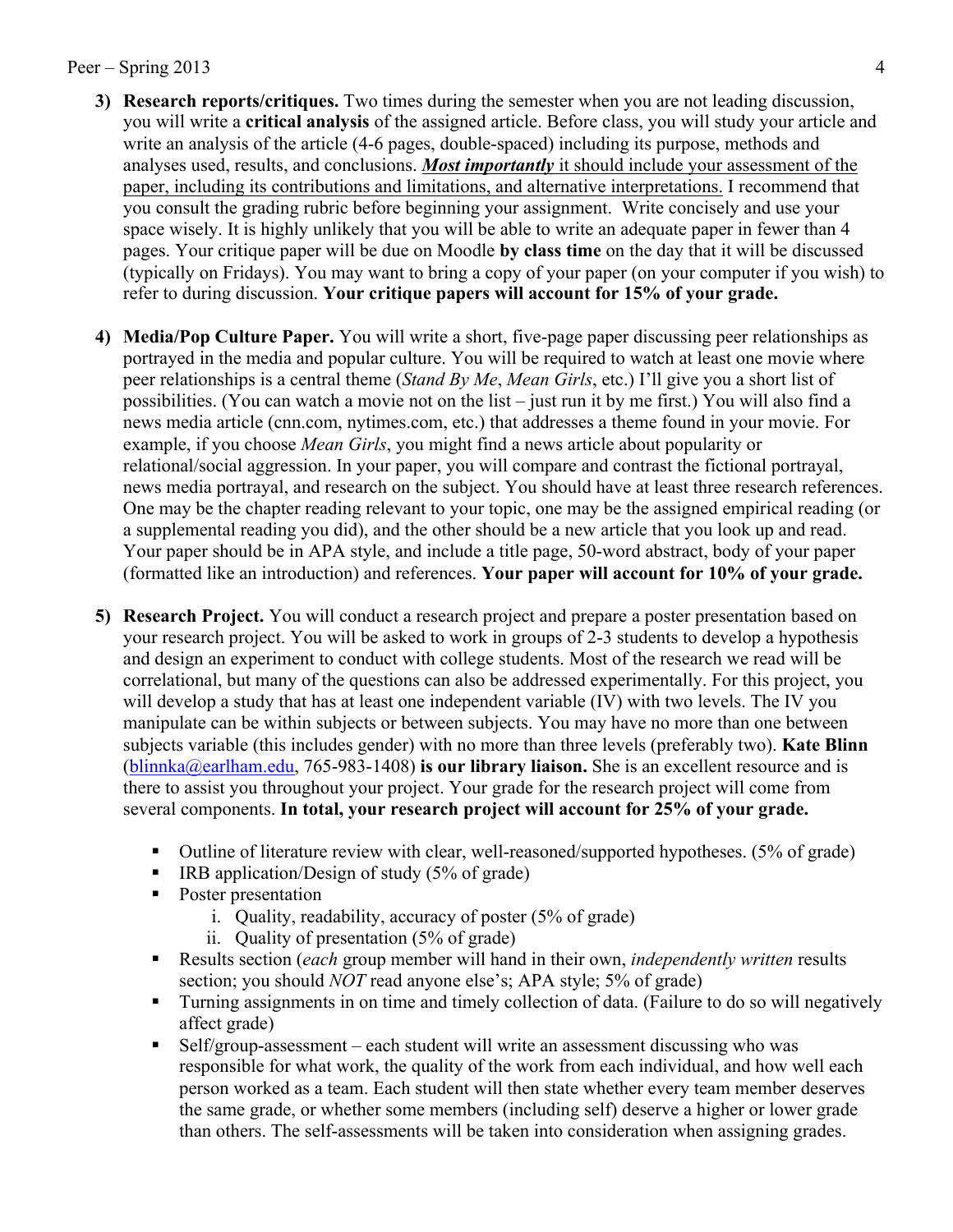3) **Research reports/critiques.** Two times during the semester when you are not leading discussion, you will write a **critical analysis** of the assigned article. Before class, you will study your article and write an analysis of the article (4-6 pages, double-spaced) including its purpose, methods and analyses used, results, and conclusions. ***Most importantly*** it should include your assessment of the paper, including its contributions and limitations, and alternative interpretations. I recommend that you consult the grading rubric before beginning your assignment. Write concisely and use your space wisely. It is highly unlikely that you will be able to write an adequate paper in fewer than 4 pages. Your critique paper will be due on Moodle **by class time** on the day that it will be discussed (typically on Fridays). You may want to bring a copy of your paper (on your computer if you wish) to refer to during discussion. **Your critique papers will account for 15% of your grade.**

4) **Media/Pop Culture Paper.** You will write a short, five-page paper discussing peer relationships as portrayed in the media and popular culture. You will be required to watch at least one movie where peer relationships is a central theme (*Stand By Me*, *Mean Girls*, etc.) I'll give you a short list of possibilities. (You can watch a movie not on the list – just run it by me first.) You will also find a news media article (cnn.com, nytimes.com, etc.) that addresses a theme found in your movie. For example, if you choose *Mean Girls*, you might find a news article about popularity or relational/social aggression. In your paper, you will compare and contrast the fictional portrayal, news media portrayal, and research on the subject. You should have at least three research references. One may be the chapter reading relevant to your topic, one may be the assigned empirical reading (or a supplemental reading you did), and the other should be a new article that you look up and read. Your paper should be in APA style, and include a title page, 50-word abstract, body of your paper (formatted like an introduction) and references. **Your paper will account for 10% of your grade.**

5) **Research Project.** You will conduct a research project and prepare a poster presentation based on your research project. You will be asked to work in groups of 2-3 students to develop a hypothesis and design an experiment to conduct with college students. Most of the research we read will be correlational, but many of the questions can also be addressed experimentally. For this project, you will develop a study that has at least one independent variable (IV) with two levels. The IV you manipulate can be within subjects or between subjects. You may have no more than one between subjects variable (this includes gender) with no more than three levels (preferably two). **Kate Blinn** (blinnka@earlham.edu, 765-983-1408) **is our library liaison.** She is an excellent resource and is there to assist you throughout your project. Your grade for the research project will come from several components. **In total, your research project will account for 25% of your grade.**

   - Outline of literature review with clear, well-reasoned/supported hypotheses. (5% of grade)
   - IRB application/Design of study (5% of grade)
   - Poster presentation
      i. Quality, readability, accuracy of poster (5% of grade)
      ii. Quality of presentation (5% of grade)
   - Results section (*each* group member will hand in their own, *independently written* results section; you should *NOT* read anyone else's; APA style; 5% of grade)
   - Turning assignments in on time and timely collection of data. (Failure to do so will negatively affect grade)
   - Self/group-assessment – each student will write an assessment discussing who was responsible for what work, the quality of the work from each individual, and how well each person worked as a team. Each student will then state whether every team member deserves the same grade, or whether some members (including self) deserve a higher or lower grade than others. The self-assessments will be taken into consideration when assigning grades.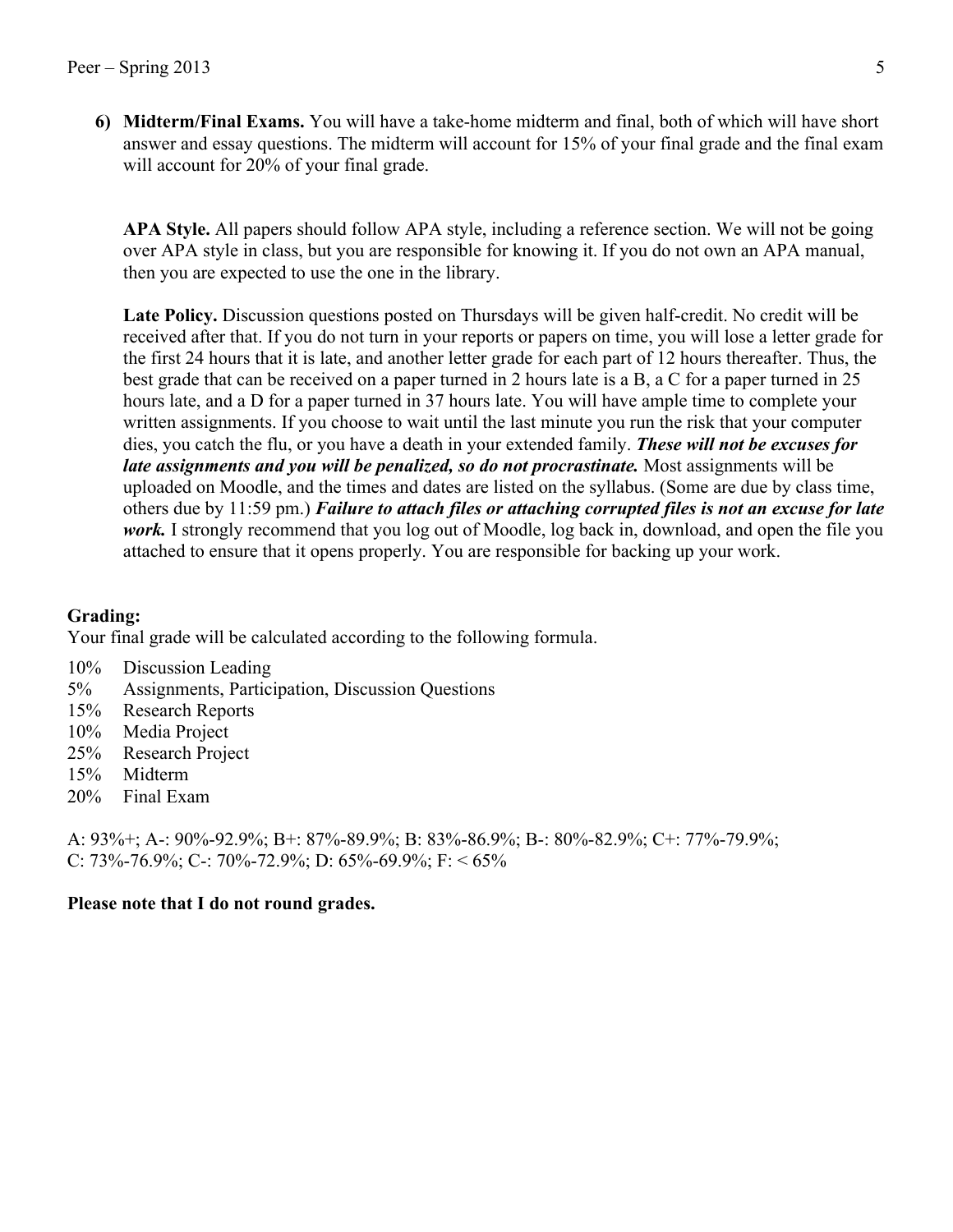6) **Midterm/Final Exams.** You will have a take-home midterm and final, both of which will have short answer and essay questions. The midterm will account for 15% of your final grade and the final exam will account for 20% of your final grade.

**APA Style.** All papers should follow APA style, including a reference section. We will not be going over APA style in class, but you are responsible for knowing it. If you do not own an APA manual, then you are expected to use the one in the library.

**Late Policy.** Discussion questions posted on Thursdays will be given half-credit. No credit will be received after that. If you do not turn in your reports or papers on time, you will lose a letter grade for the first 24 hours that it is late, and another letter grade for each part of 12 hours thereafter. Thus, the best grade that can be received on a paper turned in 2 hours late is a B, a C for a paper turned in 25 hours late, and a D for a paper turned in 37 hours late. You will have ample time to complete your written assignments. If you choose to wait until the last minute you run the risk that your computer dies, you catch the flu, or you have a death in your extended family. ***These will not be excuses for late assignments and you will be penalized, so do not procrastinate.*** Most assignments will be uploaded on Moodle, and the times and dates are listed on the syllabus. (Some are due by class time, others due by 11:59 pm.) ***Failure to attach files or attaching corrupted files is not an excuse for late work.*** I strongly recommend that you log out of Moodle, log back in, download, and open the file you attached to ensure that it opens properly. You are responsible for backing up your work.

**Grading:**
Your final grade will be calculated according to the following formula.

- 10% Discussion Leading
- 5% Assignments, Participation, Discussion Questions
- 15% Research Reports
- 10% Media Project
- 25% Research Project
- 15% Midterm
- 20% Final Exam

A: 93%+; A-: 90%-92.9%; B+: 87%-89.9%; B: 83%-86.9%; B-: 80%-82.9%; C+: 77%-79.9%; C: 73%-76.9%; C-: 70%-72.9%; D: 65%-69.9%; F: < 65%

**Please note that I do not round grades.**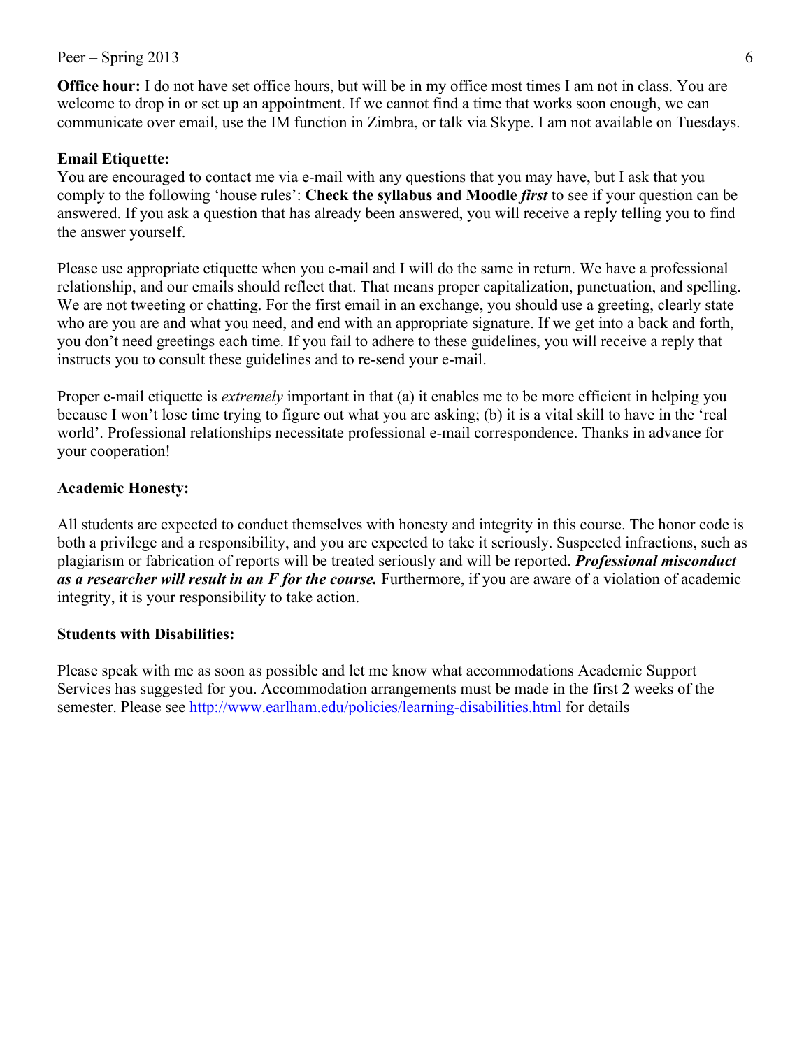**Office hour:** I do not have set office hours, but will be in my office most times I am not in class. You are welcome to drop in or set up an appointment. If we cannot find a time that works soon enough, we can communicate over email, use the IM function in Zimbra, or talk via Skype. I am not available on Tuesdays.

**Email Etiquette:**

You are encouraged to contact me via e-mail with any questions that you may have, but I ask that you comply to the following 'house rules': **Check the syllabus and Moodle *first*** to see if your question can be answered. If you ask a question that has already been answered, you will receive a reply telling you to find the answer yourself.

Please use appropriate etiquette when you e-mail and I will do the same in return. We have a professional relationship, and our emails should reflect that. That means proper capitalization, punctuation, and spelling. We are not tweeting or chatting. For the first email in an exchange, you should use a greeting, clearly state who are you are and what you need, and end with an appropriate signature. If we get into a back and forth, you don't need greetings each time. If you fail to adhere to these guidelines, you will receive a reply that instructs you to consult these guidelines and to re-send your e-mail.

Proper e-mail etiquette is *extremely* important in that (a) it enables me to be more efficient in helping you because I won't lose time trying to figure out what you are asking; (b) it is a vital skill to have in the 'real world'. Professional relationships necessitate professional e-mail correspondence. Thanks in advance for your cooperation!

**Academic Honesty:**

All students are expected to conduct themselves with honesty and integrity in this course. The honor code is both a privilege and a responsibility, and you are expected to take it seriously. Suspected infractions, such as plagiarism or fabrication of reports will be treated seriously and will be reported. ***Professional misconduct as a researcher will result in an F for the course.*** Furthermore, if you are aware of a violation of academic integrity, it is your responsibility to take action.

**Students with Disabilities:**

Please speak with me as soon as possible and let me know what accommodations Academic Support Services has suggested for you. Accommodation arrangements must be made in the first 2 weeks of the semester. Please see http://www.earlham.edu/policies/learning-disabilities.html for details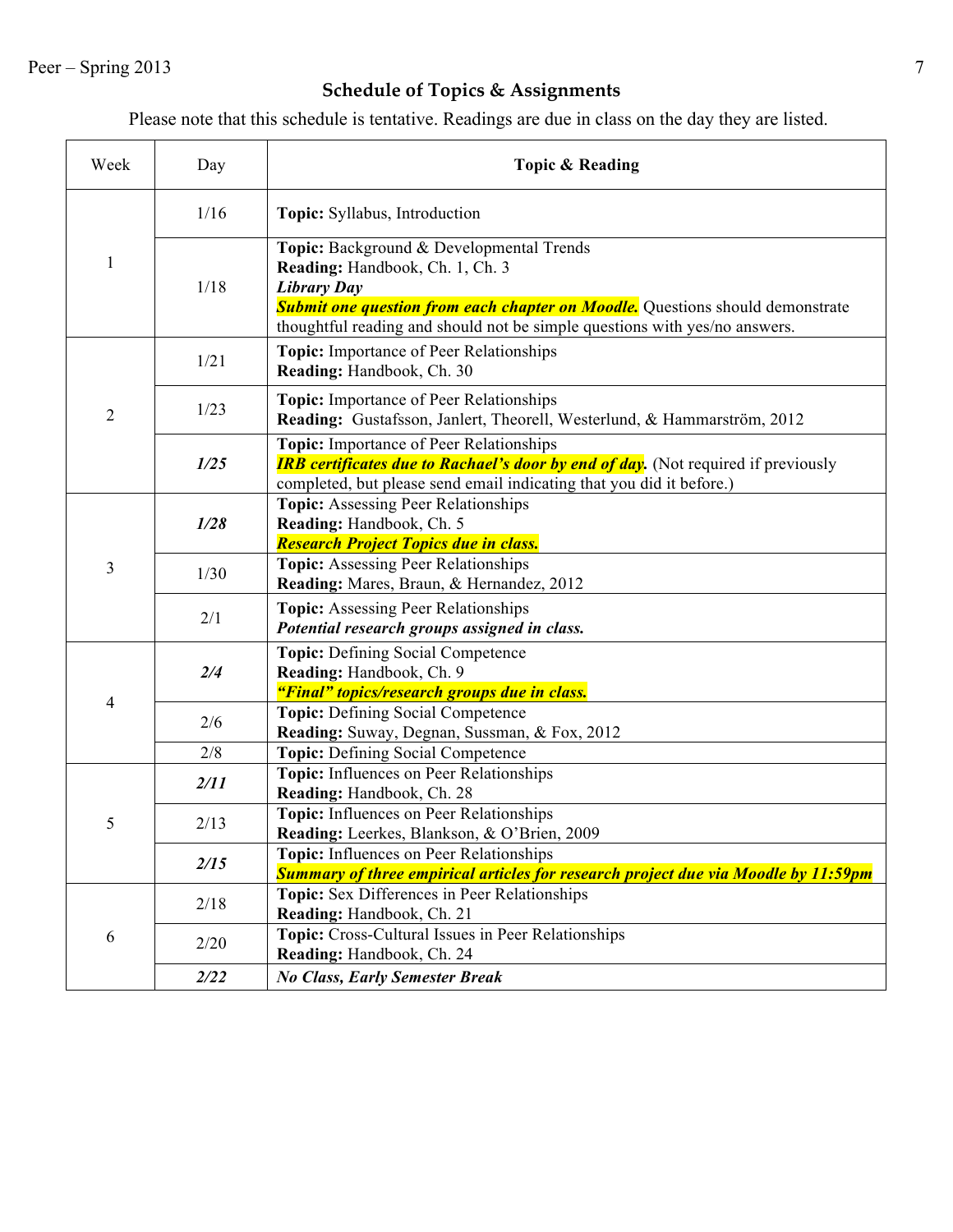## Schedule of Topics & Assignments

Please note that this schedule is tentative. Readings are due in class on the day they are listed.

| Week | Day | Topic & Reading |
|---|---|---|
| 1 | 1/16 | **Topic:** Syllabus, Introduction |
| | 1/18 | **Topic:** Background & Developmental Trends<br>**Reading:** Handbook, Ch. 1, Ch. 3<br>***Library Day***<br>***Submit one question from each chapter on Moodle.*** Questions should demonstrate thoughtful reading and should not be simple questions with yes/no answers. |
| 2 | 1/21 | **Topic:** Importance of Peer Relationships<br>**Reading:** Handbook, Ch. 30 |
| | 1/23 | **Topic:** Importance of Peer Relationships<br>**Reading:** Gustafsson, Janlert, Theorell, Westerlund, & Hammarström, 2012 |
| | ***1/25*** | **Topic:** Importance of Peer Relationships<br>***IRB certificates due to Rachael's door by end of day.*** (Not required if previously completed, but please send email indicating that you did it before.) |
| 3 | ***1/28*** | **Topic:** Assessing Peer Relationships<br>**Reading:** Handbook, Ch. 5<br>***Research Project Topics due in class.*** |
| | 1/30 | **Topic:** Assessing Peer Relationships<br>**Reading:** Mares, Braun, & Hernandez, 2012 |
| | 2/1 | **Topic:** Assessing Peer Relationships<br>***Potential research groups assigned in class.*** |
| 4 | ***2/4*** | **Topic:** Defining Social Competence<br>**Reading:** Handbook, Ch. 9<br>***"Final" topics/research groups due in class.*** |
| | 2/6 | **Topic:** Defining Social Competence<br>**Reading:** Suway, Degnan, Sussman, & Fox, 2012 |
| | 2/8 | **Topic:** Defining Social Competence |
| 5 | ***2/11*** | **Topic:** Influences on Peer Relationships<br>**Reading:** Handbook, Ch. 28 |
| | 2/13 | **Topic:** Influences on Peer Relationships<br>**Reading:** Leerkes, Blankson, & O'Brien, 2009 |
| | ***2/15*** | **Topic:** Influences on Peer Relationships<br>***Summary of three empirical articles for research project due via Moodle by 11:59pm*** |
| 6 | 2/18 | **Topic:** Sex Differences in Peer Relationships<br>**Reading:** Handbook, Ch. 21 |
| | 2/20 | **Topic:** Cross-Cultural Issues in Peer Relationships<br>**Reading:** Handbook, Ch. 24 |
| | ***2/22*** | ***No Class, Early Semester Break*** |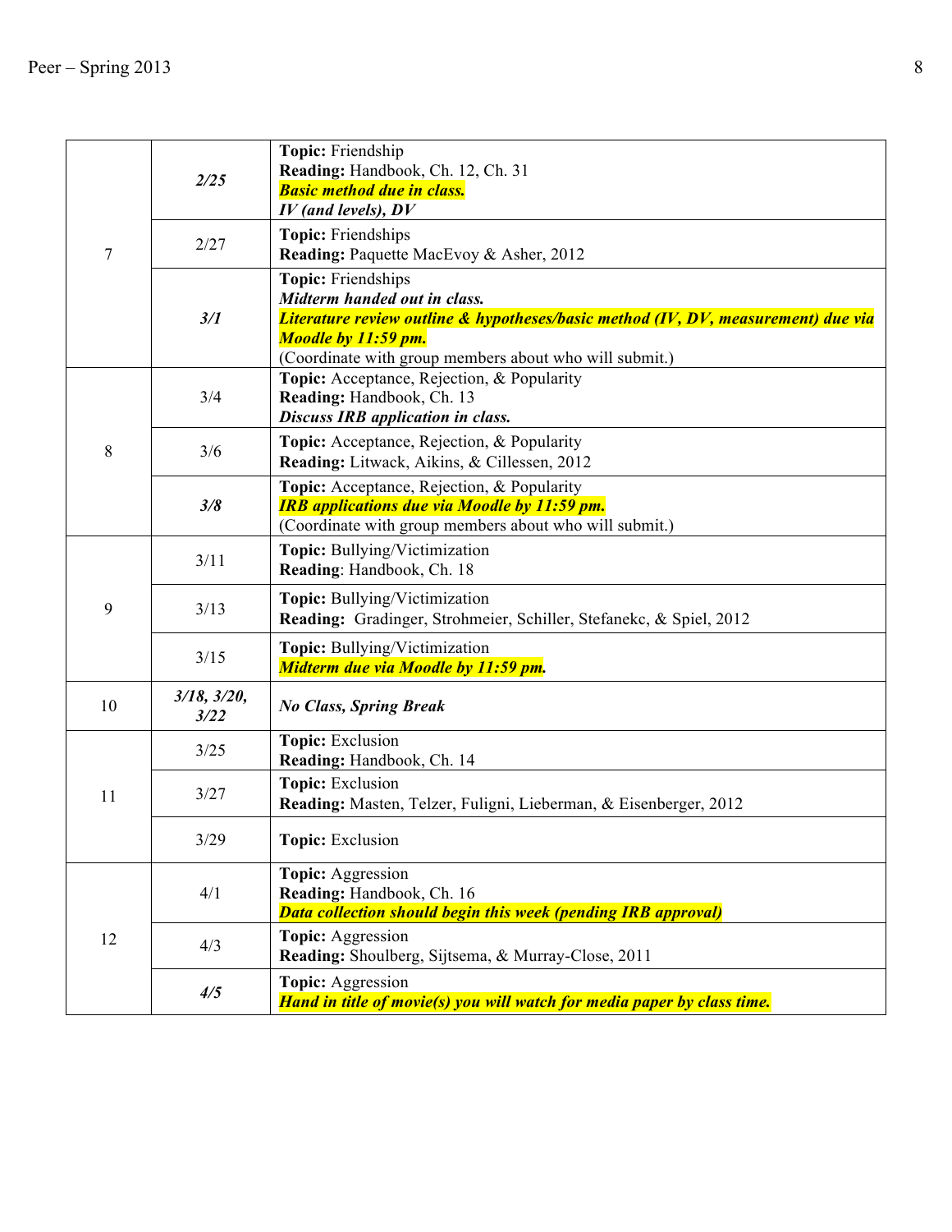| | | |
|---|---|---|
| 7 | ***2/25*** | **Topic:** Friendship<br>**Reading:** Handbook, Ch. 12, Ch. 31<br>***Basic method due in class.***<br>***IV (and levels), DV*** |
| | 2/27 | **Topic:** Friendships<br>**Reading:** Paquette MacEvoy & Asher, 2012 |
| | ***3/1*** | **Topic:** Friendships<br>***Midterm handed out in class.***<br>***Literature review outline & hypotheses/basic method (IV, DV, measurement) due via Moodle by 11:59 pm.***<br>(Coordinate with group members about who will submit.) |
| 8 | 3/4 | **Topic:** Acceptance, Rejection, & Popularity<br>**Reading:** Handbook, Ch. 13<br>***Discuss IRB application in class.*** |
| | 3/6 | **Topic:** Acceptance, Rejection, & Popularity<br>**Reading:** Litwack, Aikins, & Cillessen, 2012 |
| | ***3/8*** | **Topic:** Acceptance, Rejection, & Popularity<br>***IRB applications due via Moodle by 11:59 pm.***<br>(Coordinate with group members about who will submit.) |
| 9 | 3/11 | **Topic:** Bullying/Victimization<br>**Reading**: Handbook, Ch. 18 |
| | 3/13 | **Topic:** Bullying/Victimization<br>**Reading:** Gradinger, Strohmeier, Schiller, Stefanekc, & Spiel, 2012 |
| | 3/15 | **Topic:** Bullying/Victimization<br>***Midterm due via Moodle by 11:59 pm.*** |
| 10 | ***3/18, 3/20, 3/22*** | ***No Class, Spring Break*** |
| 11 | 3/25 | **Topic:** Exclusion<br>**Reading:** Handbook, Ch. 14 |
| | 3/27 | **Topic:** Exclusion<br>**Reading:** Masten, Telzer, Fuligni, Lieberman, & Eisenberger, 2012 |
| | 3/29 | **Topic:** Exclusion |
| 12 | 4/1 | **Topic:** Aggression<br>**Reading:** Handbook, Ch. 16<br>***Data collection should begin this week (pending IRB approval)*** |
| | 4/3 | **Topic:** Aggression<br>**Reading:** Shoulberg, Sijtsema, & Murray-Close, 2011 |
| | ***4/5*** | **Topic:** Aggression<br>***Hand in title of movie(s) you will watch for media paper by class time.*** |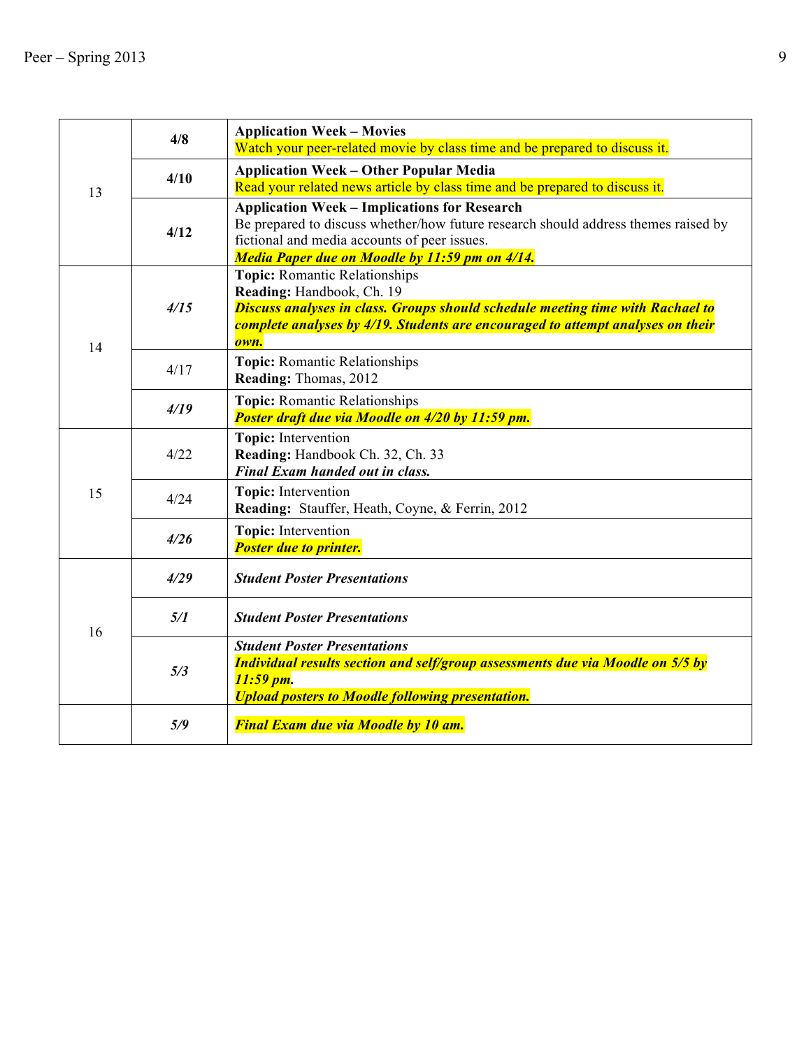| | | |
|---|---|---|
| 13 | **4/8** | **Application Week – Movies**<br>Watch your peer-related movie by class time and be prepared to discuss it. |
| | **4/10** | **Application Week – Other Popular Media**<br>Read your related news article by class time and be prepared to discuss it. |
| | **4/12** | **Application Week – Implications for Research**<br>Be prepared to discuss whether/how future research should address themes raised by fictional and media accounts of peer issues.<br>***Media Paper due on Moodle by 11:59 pm on 4/14.*** |
| 14 | ***4/15*** | **Topic:** Romantic Relationships<br>**Reading:** Handbook, Ch. 19<br>***Discuss analyses in class. Groups should schedule meeting time with Rachael to complete analyses by 4/19. Students are encouraged to attempt analyses on their own.*** |
| | 4/17 | **Topic:** Romantic Relationships<br>**Reading:** Thomas, 2012 |
| | ***4/19*** | **Topic:** Romantic Relationships<br>***Poster draft due via Moodle on 4/20 by 11:59 pm.*** |
| 15 | 4/22 | **Topic:** Intervention<br>**Reading:** Handbook Ch. 32, Ch. 33<br>***Final Exam handed out in class.*** |
| | 4/24 | **Topic:** Intervention<br>**Reading:** Stauffer, Heath, Coyne, & Ferrin, 2012 |
| | ***4/26*** | **Topic:** Intervention<br>***Poster due to printer.*** |
| 16 | ***4/29*** | ***Student Poster Presentations*** |
| | ***5/1*** | ***Student Poster Presentations*** |
| | ***5/3*** | ***Student Poster Presentations***<br>***Individual results section and self/group assessments due via Moodle on 5/5 by 11:59 pm.***<br>***Upload posters to Moodle following presentation.*** |
| | ***5/9*** | ***Final Exam due via Moodle by 10 am.*** |